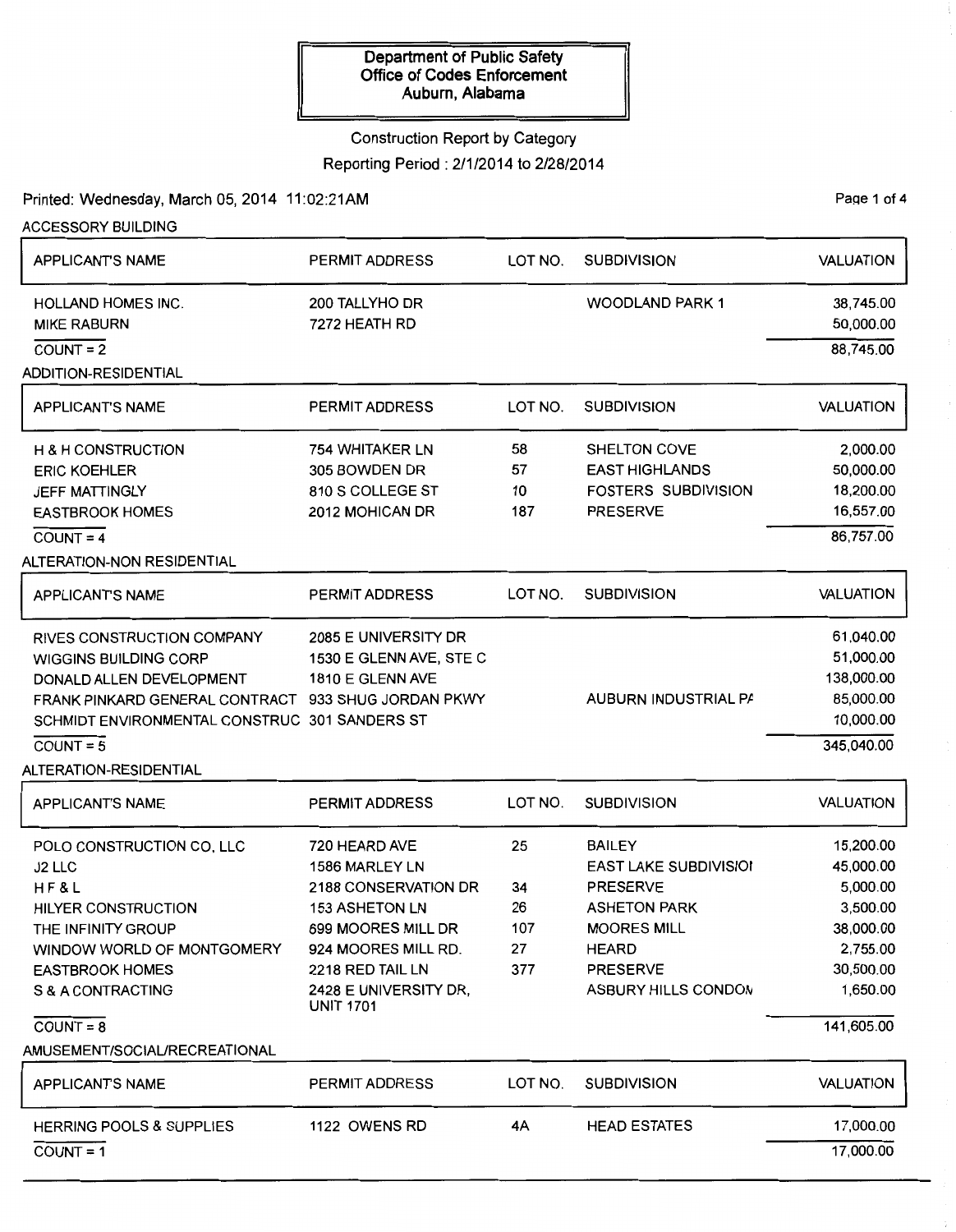**Department of Public Safety**
**Office of Codes Enforcement**
**Auburn, Alabama**

Construction Report by Category

Reporting Period : 2/1/2014 to 2/28/2014

Printed: Wednesday, March 05, 2014 11:02:21AM

## ACCESSORY BUILDING

| APPLICANT'S NAME | PERMIT ADDRESS | LOT NO. | SUBDIVISION | VALUATION |
|---|---|---|---|---|
| HOLLAND HOMES INC. | 200 TALLYHO DR | | WOODLAND PARK 1 | 38,745.00 |
| MIKE RABURN | 7272 HEATH RD | | | 50,000.00 |
| COUNT = 2 | | | | 88,745.00 |

## ADDITION-RESIDENTIAL

| APPLICANT'S NAME | PERMIT ADDRESS | LOT NO. | SUBDIVISION | VALUATION |
|---|---|---|---|---|
| H & H CONSTRUCTION | 754 WHITAKER LN | 58 | SHELTON COVE | 2,000.00 |
| ERIC KOEHLER | 305 BOWDEN DR | 57 | EAST HIGHLANDS | 50,000.00 |
| JEFF MATTINGLY | 810 S COLLEGE ST | 10 | FOSTERS SUBDIVISION | 18,200.00 |
| EASTBROOK HOMES | 2012 MOHICAN DR | 187 | PRESERVE | 16,557.00 |
| COUNT = 4 | | | | 86,757.00 |

## ALTERATION-NON RESIDENTIAL

| APPLICANT'S NAME | PERMIT ADDRESS | LOT NO. | SUBDIVISION | VALUATION |
|---|---|---|---|---|
| RIVES CONSTRUCTION COMPANY | 2085 E UNIVERSITY DR | | | 61,040.00 |
| WIGGINS BUILDING CORP | 1530 E GLENN AVE, STE C | | | 51,000.00 |
| DONALD ALLEN DEVELOPMENT | 1810 E GLENN AVE | | | 138,000.00 |
| FRANK PINKARD GENERAL CONTRACT | 933 SHUG JORDAN PKWY | | AUBURN INDUSTRIAL PA | 85,000.00 |
| SCHMIDT ENVIRONMENTAL CONSTRUC | 301 SANDERS ST | | | 10,000.00 |
| COUNT = 5 | | | | 345,040.00 |

## ALTERATION-RESIDENTIAL

| APPLICANT'S NAME | PERMIT ADDRESS | LOT NO. | SUBDIVISION | VALUATION |
|---|---|---|---|---|
| POLO CONSTRUCTION CO, LLC | 720 HEARD AVE | 25 | BAILEY | 15,200.00 |
| J2 LLC | 1586 MARLEY LN | | EAST LAKE SUBDIVISIOI | 45,000.00 |
| H F & L | 2188 CONSERVATION DR | 34 | PRESERVE | 5,000.00 |
| HILYER CONSTRUCTION | 153 ASHETON LN | 26 | ASHETON PARK | 3,500.00 |
| THE INFINITY GROUP | 699 MOORES MILL DR | 107 | MOORES MILL | 38,000.00 |
| WINDOW WORLD OF MONTGOMERY | 924 MOORES MILL RD. | 27 | HEARD | 2,755.00 |
| EASTBROOK HOMES | 2218 RED TAIL LN | 377 | PRESERVE | 30,500.00 |
| S & A CONTRACTING | 2428 E UNIVERSITY DR, UNIT 1701 | | ASBURY HILLS CONDOM | 1,650.00 |
| COUNT = 8 | | | | 141,605.00 |

## AMUSEMENT/SOCIAL/RECREATIONAL

| APPLICANT'S NAME | PERMIT ADDRESS | LOT NO. | SUBDIVISION | VALUATION |
|---|---|---|---|---|
| HERRING POOLS & SUPPLIES | 1122 OWENS RD | 4A | HEAD ESTATES | 17,000.00 |
| COUNT = 1 | | | | 17,000.00 |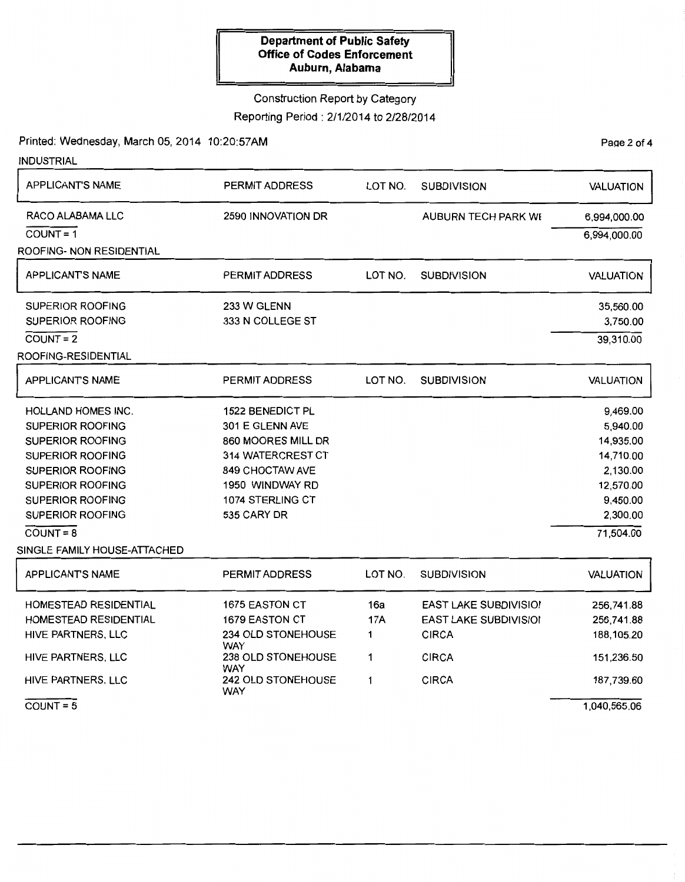**Department of Public Safety**
**Office of Codes Enforcement**
**Auburn, Alabama**

Construction Report by Category

Reporting Period : 2/1/2014 to 2/28/2014

Printed: Wednesday, March 05, 2014 10:20:57AM

## INDUSTRIAL

| APPLICANT'S NAME | PERMIT ADDRESS | LOT NO. | SUBDIVISION | VALUATION |
|---|---|---|---|---|
| RACO ALABAMA LLC | 2590 INNOVATION DR | | AUBURN TECH PARK WI | 6,994,000.00 |
| COUNT = 1 | | | | 6,994,000.00 |

## ROOFING- NON RESIDENTIAL

| APPLICANT'S NAME | PERMIT ADDRESS | LOT NO. | SUBDIVISION | VALUATION |
|---|---|---|---|---|
| SUPERIOR ROOFING | 233 W GLENN | | | 35,560.00 |
| SUPERIOR ROOFING | 333 N COLLEGE ST | | | 3,750.00 |
| COUNT = 2 | | | | 39,310.00 |

## ROOFING-RESIDENTIAL

| APPLICANT'S NAME | PERMIT ADDRESS | LOT NO. | SUBDIVISION | VALUATION |
|---|---|---|---|---|
| HOLLAND HOMES INC. | 1522 BENEDICT PL | | | 9,469.00 |
| SUPERIOR ROOFING | 301 E GLENN AVE | | | 5,940.00 |
| SUPERIOR ROOFING | 860 MOORES MILL DR | | | 14,935.00 |
| SUPERIOR ROOFING | 314 WATERCREST CT | | | 14,710.00 |
| SUPERIOR ROOFING | 849 CHOCTAW AVE | | | 2,130.00 |
| SUPERIOR ROOFING | 1950 WINDWAY RD | | | 12,570.00 |
| SUPERIOR ROOFING | 1074 STERLING CT | | | 9,450.00 |
| SUPERIOR ROOFING | 535 CARY DR | | | 2,300.00 |
| COUNT = 8 | | | | 71,504.00 |

## SINGLE FAMILY HOUSE-ATTACHED

| APPLICANT'S NAME | PERMIT ADDRESS | LOT NO. | SUBDIVISION | VALUATION |
|---|---|---|---|---|
| HOMESTEAD RESIDENTIAL | 1675 EASTON CT | 16a | EAST LAKE SUBDIVISIOI | 256,741.88 |
| HOMESTEAD RESIDENTIAL | 1679 EASTON CT | 17A | EAST LAKE SUBDIVISIOI | 256,741.88 |
| HIVE PARTNERS, LLC | 234 OLD STONEHOUSE WAY | 1 | CIRCA | 188,105.20 |
| HIVE PARTNERS, LLC | 238 OLD STONEHOUSE WAY | 1 | CIRCA | 151,236.50 |
| HIVE PARTNERS, LLC | 242 OLD STONEHOUSE WAY | 1 | CIRCA | 187,739.60 |
| COUNT = 5 | | | | 1,040,565.06 |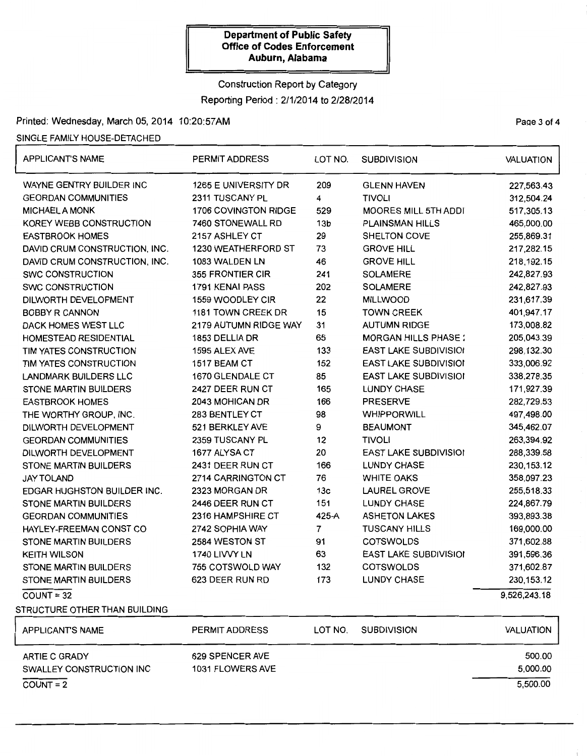**Department of Public Safety**
**Office of Codes Enforcement**
**Auburn, Alabama**

Construction Report by Category

Reporting Period : 2/1/2014 to 2/28/2014

Printed: Wednesday, March 05, 2014 10:20:57AM

SINGLE FAMILY HOUSE-DETACHED

| APPLICANT'S NAME | PERMIT ADDRESS | LOT NO. | SUBDIVISION | VALUATION |
|---|---|---|---|---|
| WAYNE GENTRY BUILDER INC | 1265 E UNIVERSITY DR | 209 | GLENN HAVEN | 227,563.43 |
| GEORDAN COMMUNITIES | 2311 TUSCANY PL | 4 | TIVOLI | 312,504.24 |
| MICHAEL A MONK | 1706 COVINGTON RIDGE | 529 | MOORES MILL 5TH ADDI | 517,305.13 |
| KOREY WEBB CONSTRUCTION | 7460 STONEWALL RD | 13b | PLAINSMAN HILLS | 465,000.00 |
| EASTBROOK HOMES | 2157 ASHLEY CT | 29 | SHELTON COVE | 255,869.31 |
| DAVID CRUM CONSTRUCTION, INC. | 1230 WEATHERFORD ST | 73 | GROVE HILL | 217,282.15 |
| DAVID CRUM CONSTRUCTION, INC. | 1083 WALDEN LN | 46 | GROVE HILL | 218,192.15 |
| SWC CONSTRUCTION | 355 FRONTIER CIR | 241 | SOLAMERE | 242,827.93 |
| SWC CONSTRUCTION | 1791 KENAI PASS | 202 | SOLAMERE | 242,827.93 |
| DILWORTH DEVELOPMENT | 1559 WOODLEY CIR | 22 | MILLWOOD | 231,617.39 |
| BOBBY R CANNON | 1181 TOWN CREEK DR | 15 | TOWN CREEK | 401,947.17 |
| DACK HOMES WEST LLC | 2179 AUTUMN RIDGE WAY | 31 | AUTUMN RIDGE | 173,008.82 |
| HOMESTEAD RESIDENTIAL | 1853 DELLIA DR | 65 | MORGAN HILLS PHASE : | 205,043.39 |
| TIM YATES CONSTRUCTION | 1595 ALEX AVE | 133 | EAST LAKE SUBDIVISIOI | 298,132.30 |
| TIM YATES CONSTRUCTION | 1517 BEAM CT | 152 | EAST LAKE SUBDIVISIOI | 333,006.92 |
| LANDMARK BUILDERS LLC | 1670 GLENDALE CT | 85 | EAST LAKE SUBDIVISIOI | 338,278.35 |
| STONE MARTIN BUILDERS | 2427 DEER RUN CT | 165 | LUNDY CHASE | 171,927.39 |
| EASTBROOK HOMES | 2043 MOHICAN DR | 166 | PRESERVE | 282,729.53 |
| THE WORTHY GROUP, INC. | 283 BENTLEY CT | 98 | WHIPPORWILL | 497,498.00 |
| DILWORTH DEVELOPMENT | 521 BERKLEY AVE | 9 | BEAUMONT | 345,462.07 |
| GEORDAN COMMUNITIES | 2359 TUSCANY PL | 12 | TIVOLI | 263,394.92 |
| DILWORTH DEVELOPMENT | 1677 ALYSA CT | 20 | EAST LAKE SUBDIVISIOI | 288,339.58 |
| STONE MARTIN BUILDERS | 2431 DEER RUN CT | 166 | LUNDY CHASE | 230,153.12 |
| JAY TOLAND | 2714 CARRINGTON CT | 76 | WHITE OAKS | 358,097.23 |
| EDGAR HUGHSTON BUILDER INC. | 2323 MORGAN DR | 13c | LAUREL GROVE | 255,518.33 |
| STONE MARTIN BUILDERS | 2446 DEER RUN CT | 151 | LUNDY CHASE | 224,867.79 |
| GEORDAN COMMUNITIES | 2316 HAMPSHIRE CT | 425-A | ASHETON LAKES | 393,893.38 |
| HAYLEY-FREEMAN CONST CO | 2742 SOPHIA WAY | 7 | TUSCANY HILLS | 169,000.00 |
| STONE MARTIN BUILDERS | 2584 WESTON ST | 91 | COTSWOLDS | 371,602.88 |
| KEITH WILSON | 1740 LIVVY LN | 63 | EAST LAKE SUBDIVISIOI | 391,596.36 |
| STONE MARTIN BUILDERS | 755 COTSWOLD WAY | 132 | COTSWOLDS | 371,602.87 |
| STONE MARTIN BUILDERS | 623 DEER RUN RD | 173 | LUNDY CHASE | 230,153.12 |
| COUNT = 32 | | | | 9,526,243.18 |

STRUCTURE OTHER THAN BUILDING

| APPLICANT'S NAME | PERMIT ADDRESS | LOT NO. | SUBDIVISION | VALUATION |
|---|---|---|---|---|
| ARTIE C GRADY | 629 SPENCER AVE | | | 500.00 |
| SWALLEY CONSTRUCTION INC | 1031 FLOWERS AVE | | | 5,000.00 |
| COUNT = 2 | | | | 5,500.00 |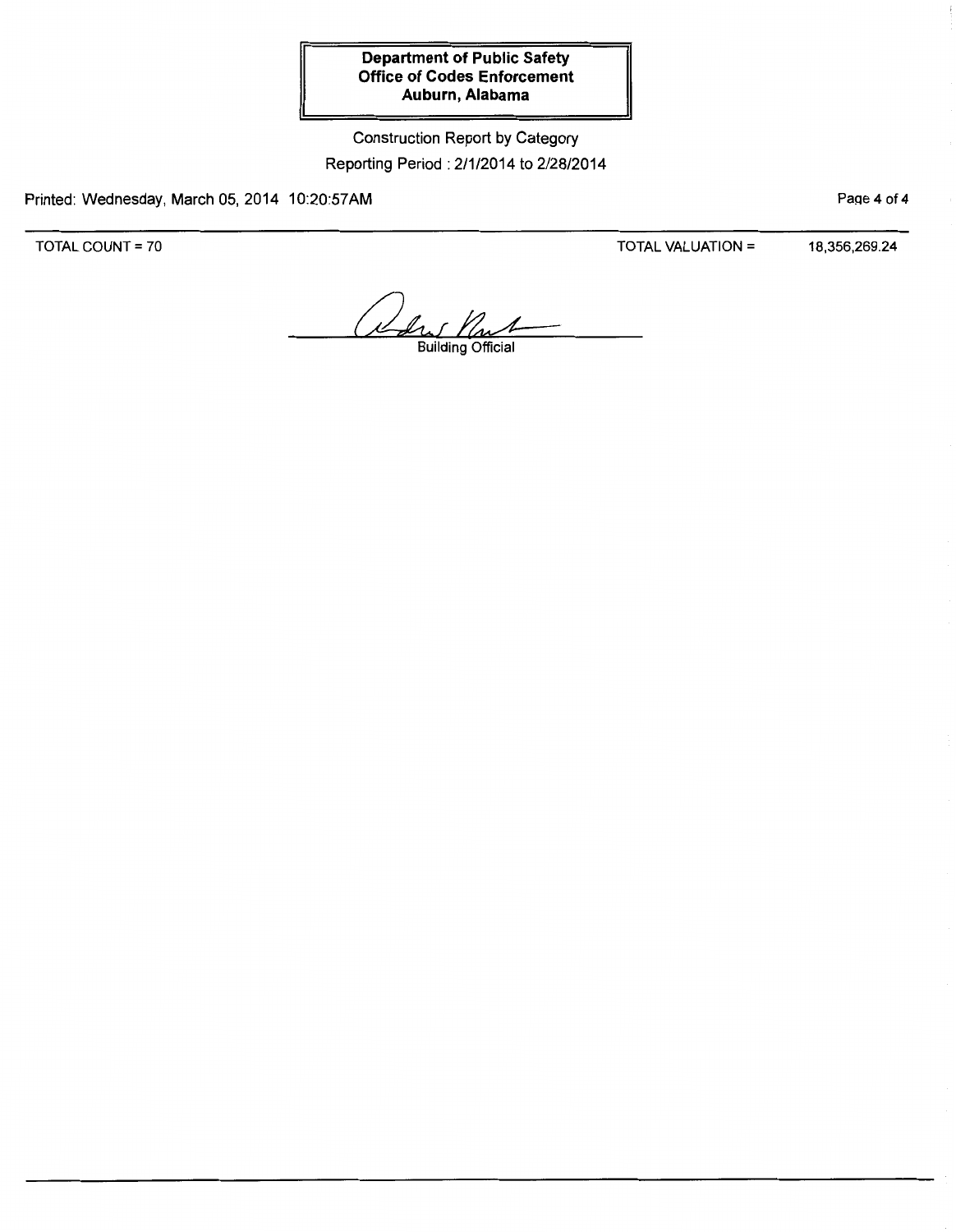**Department of Public Safety**
**Office of Codes Enforcement**
**Auburn, Alabama**

Construction Report by Category

Reporting Period : 2/1/2014 to 2/28/2014

Printed: Wednesday, March 05, 2014 10:20:57AM

TOTAL COUNT = 70

TOTAL VALUATION = 18,356,269.24

Building Official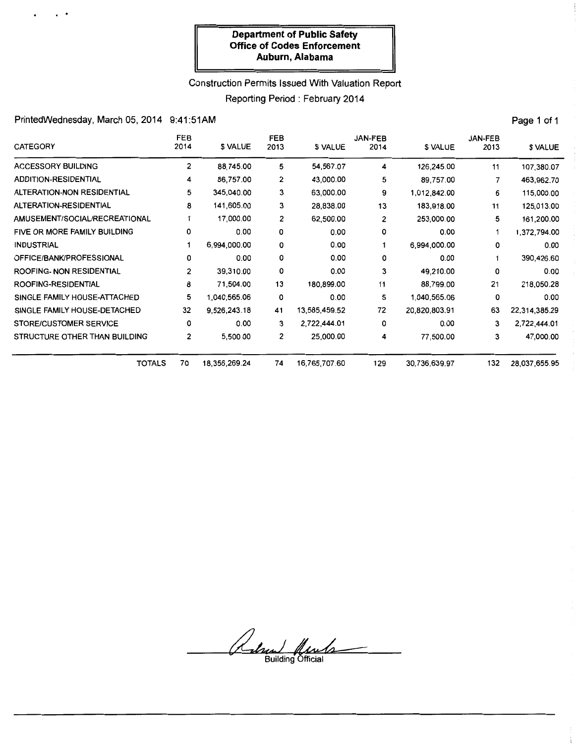**Department of Public Safety**
**Office of Codes Enforcement**
**Auburn, Alabama**

Construction Permits Issued With Valuation Report

Reporting Period : February 2014

PrintedWednesday, March 05, 2014 9:41:51AM

| CATEGORY | FEB 2014 | $ VALUE | FEB 2013 | $ VALUE | JAN-FEB 2014 | $ VALUE | JAN-FEB 2013 | $ VALUE |
|---|---|---|---|---|---|---|---|---|
| ACCESSORY BUILDING | 2 | 88,745.00 | 5 | 54,567.07 | 4 | 126,245.00 | 11 | 107,380.07 |
| ADDITION-RESIDENTIAL | 4 | 86,757.00 | 2 | 43,000.00 | 5 | 89,757.00 | 7 | 463,962.70 |
| ALTERATION-NON RESIDENTIAL | 5 | 345,040.00 | 3 | 63,000.00 | 9 | 1,012,842.00 | 6 | 115,000.00 |
| ALTERATION-RESIDENTIAL | 8 | 141,605.00 | 3 | 28,838.00 | 13 | 183,918.00 | 11 | 125,013.00 |
| AMUSEMENT/SOCIAL/RECREATIONAL | 1 | 17,000.00 | 2 | 62,500.00 | 2 | 253,000.00 | 5 | 161,200.00 |
| FIVE OR MORE FAMILY BUILDING | 0 | 0.00 | 0 | 0.00 | 0 | 0.00 | 1 | 1,372,794.00 |
| INDUSTRIAL | 1 | 6,994,000.00 | 0 | 0.00 | 1 | 6,994,000.00 | 0 | 0.00 |
| OFFICE/BANK/PROFESSIONAL | 0 | 0.00 | 0 | 0.00 | 0 | 0.00 | 1 | 390,426.60 |
| ROOFING- NON RESIDENTIAL | 2 | 39,310.00 | 0 | 0.00 | 3 | 49,210.00 | 0 | 0.00 |
| ROOFING-RESIDENTIAL | 8 | 71,504.00 | 13 | 180,899.00 | 11 | 88,799.00 | 21 | 218,050.28 |
| SINGLE FAMILY HOUSE-ATTACHED | 5 | 1,040,565.06 | 0 | 0.00 | 5 | 1,040,565.06 | 0 | 0.00 |
| SINGLE FAMILY HOUSE-DETACHED | 32 | 9,526,243.18 | 41 | 13,585,459.52 | 72 | 20,820,803.91 | 63 | 22,314,385.29 |
| STORE/CUSTOMER SERVICE | 0 | 0.00 | 3 | 2,722,444.01 | 0 | 0.00 | 3 | 2,722,444.01 |
| STRUCTURE OTHER THAN BUILDING | 2 | 5,500.00 | 2 | 25,000.00 | 4 | 77,500.00 | 3 | 47,000.00 |
| TOTALS | 70 | 18,356,269.24 | 74 | 16,765,707.60 | 129 | 30,736,639.97 | 132 | 28,037,655.95 |

Building Official